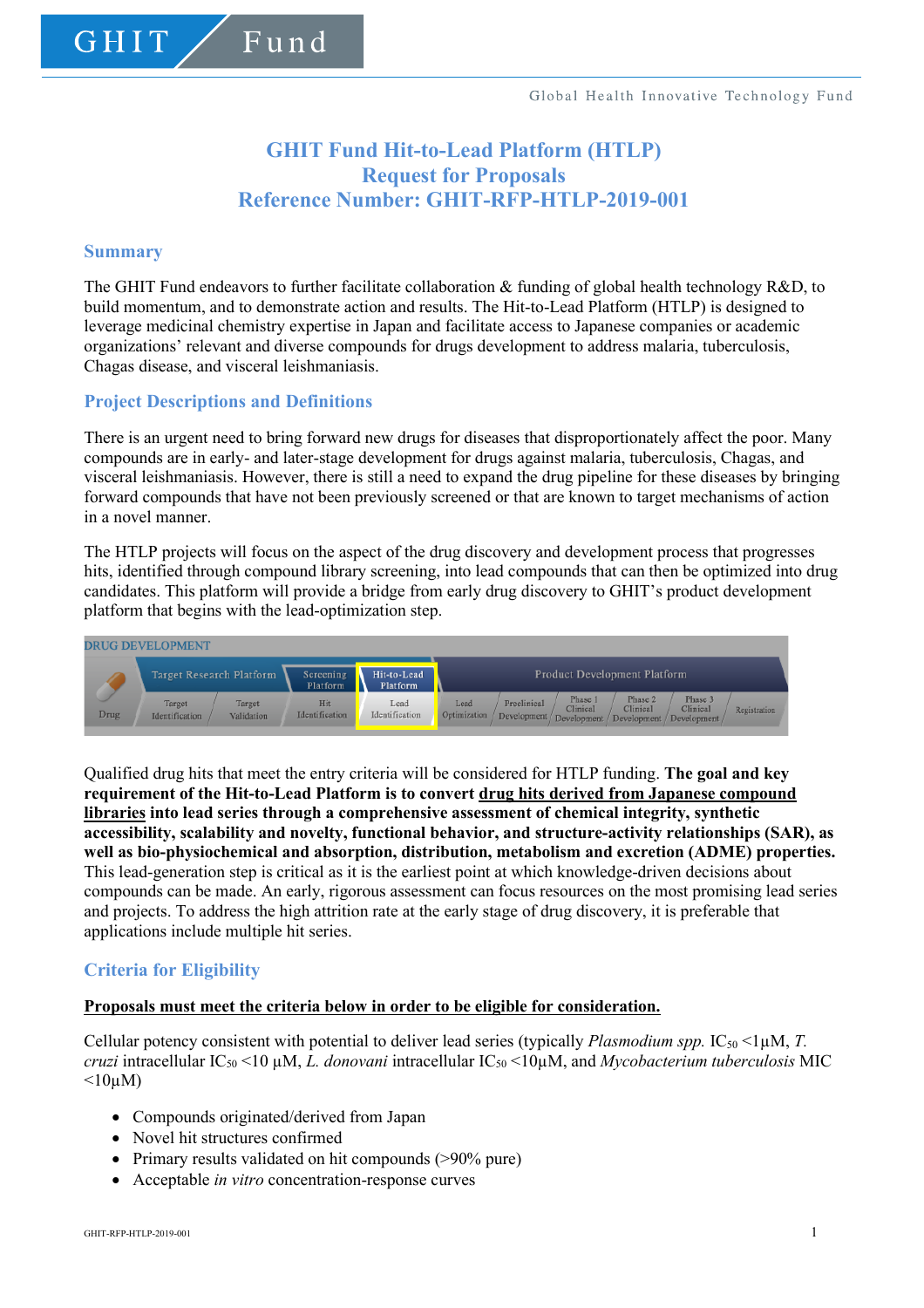# GHIT Fund Hit-to-Lead Platform (HTLP)
# Request for Proposals
# Reference Number: GHIT-RFP-HTLP-2019-001

## Summary

The GHIT Fund endeavors to further facilitate collaboration & funding of global health technology R&D, to build momentum, and to demonstrate action and results. The Hit-to-Lead Platform (HTLP) is designed to leverage medicinal chemistry expertise in Japan and facilitate access to Japanese companies or academic organizations' relevant and diverse compounds for drugs development to address malaria, tuberculosis, Chagas disease, and visceral leishmaniasis.

## Project Descriptions and Definitions

There is an urgent need to bring forward new drugs for diseases that disproportionately affect the poor. Many compounds are in early- and later-stage development for drugs against malaria, tuberculosis, Chagas, and visceral leishmaniasis. However, there is still a need to expand the drug pipeline for these diseases by bringing forward compounds that have not been previously screened or that are known to target mechanisms of action in a novel manner.

The HTLP projects will focus on the aspect of the drug discovery and development process that progresses hits, identified through compound library screening, into lead compounds that can then be optimized into drug candidates. This platform will provide a bridge from early drug discovery to GHIT's product development platform that begins with the lead-optimization step.

DRUG DEVELOPMENT

| Drug | Target Research Platform | | Screening Platform | Hit-to-Lead Platform | Product Development Platform | | | | | |
|---|---|---|---|---|---|---|---|---|---|---|
| | Target Identification | Target Validation | Hit Identification | Lead Identification | Lead Optimization | Preclinical Development | Phase 1 Clinical Development | Phase 2 Clinical Development | Phase 3 Clinical Development | Registration |

Qualified drug hits that meet the entry criteria will be considered for HTLP funding. **The goal and key requirement of the Hit-to-Lead Platform is to convert <u>drug hits derived from Japanese compound libraries</u> into lead series through a comprehensive assessment of chemical integrity, synthetic accessibility, scalability and novelty, functional behavior, and structure-activity relationships (SAR), as well as bio-physiochemical and absorption, distribution, metabolism and excretion (ADME) properties.** This lead-generation step is critical as it is the earliest point at which knowledge-driven decisions about compounds can be made. An early, rigorous assessment can focus resources on the most promising lead series and projects. To address the high attrition rate at the early stage of drug discovery, it is preferable that applications include multiple hit series.

## Criteria for Eligibility

**<u>Proposals must meet the criteria below in order to be eligible for consideration.</u>**

Cellular potency consistent with potential to deliver lead series (typically *Plasmodium spp.* $IC_{50}$ <1μM, *T. cruzi* intracellular $IC_{50}$ <10 μM, *L. donovani* intracellular $IC_{50}$ <10μM, and *Mycobacterium tuberculosis* MIC <10μM)

- Compounds originated/derived from Japan
- Novel hit structures confirmed
- Primary results validated on hit compounds (>90% pure)
- Acceptable *in vitro* concentration-response curves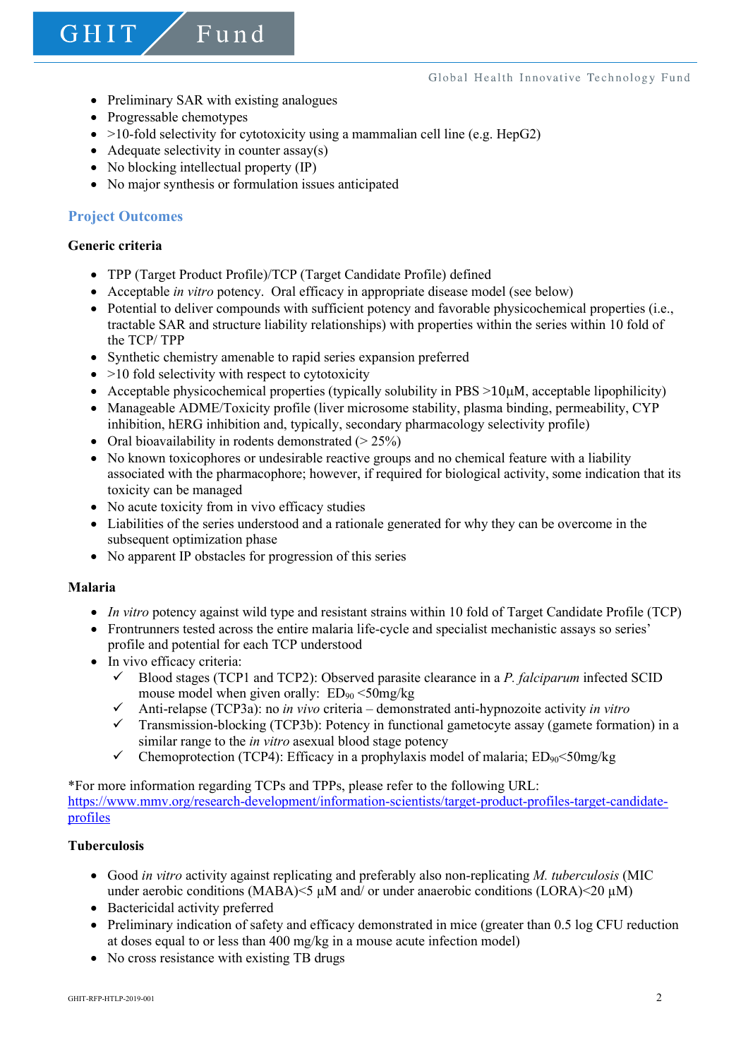- Preliminary SAR with existing analogues
- Progressable chemotypes
- >10-fold selectivity for cytotoxicity using a mammalian cell line (e.g. HepG2)
- Adequate selectivity in counter assay(s)
- No blocking intellectual property (IP)
- No major synthesis or formulation issues anticipated

## Project Outcomes

**Generic criteria**

- TPP (Target Product Profile)/TCP (Target Candidate Profile) defined
- Acceptable *in vitro* potency. Oral efficacy in appropriate disease model (see below)
- Potential to deliver compounds with sufficient potency and favorable physicochemical properties (i.e., tractable SAR and structure liability relationships) with properties within the series within 10 fold of the TCP/ TPP
- Synthetic chemistry amenable to rapid series expansion preferred
- >10 fold selectivity with respect to cytotoxicity
- Acceptable physicochemical properties (typically solubility in PBS >10μM, acceptable lipophilicity)
- Manageable ADME/Toxicity profile (liver microsome stability, plasma binding, permeability, CYP inhibition, hERG inhibition and, typically, secondary pharmacology selectivity profile)
- Oral bioavailability in rodents demonstrated (> 25%)
- No known toxicophores or undesirable reactive groups and no chemical feature with a liability associated with the pharmacophore; however, if required for biological activity, some indication that its toxicity can be managed
- No acute toxicity from in vivo efficacy studies
- Liabilities of the series understood and a rationale generated for why they can be overcome in the subsequent optimization phase
- No apparent IP obstacles for progression of this series

**Malaria**

- *In vitro* potency against wild type and resistant strains within 10 fold of Target Candidate Profile (TCP)
- Frontrunners tested across the entire malaria life-cycle and specialist mechanistic assays so series' profile and potential for each TCP understood
- In vivo efficacy criteria:
  - ✓ Blood stages (TCP1 and TCP2): Observed parasite clearance in a *P. falciparum* infected SCID mouse model when given orally: $ED_{90}$ <50mg/kg
  - ✓ Anti-relapse (TCP3a): no *in vivo* criteria – demonstrated anti-hypnozoite activity *in vitro*
  - ✓ Transmission-blocking (TCP3b): Potency in functional gametocyte assay (gamete formation) in a similar range to the *in vitro* asexual blood stage potency
  - ✓ Chemoprotection (TCP4): Efficacy in a prophylaxis model of malaria; $ED_{90}$<50mg/kg

*For more information regarding TCPs and TPPs, please refer to the following URL: https://www.mmv.org/research-development/information-scientists/target-product-profiles-target-candidate-profiles

**Tuberculosis**

- Good *in vitro* activity against replicating and preferably also non-replicating *M. tuberculosis* (MIC under aerobic conditions (MABA)<5 μM and/ or under anaerobic conditions (LORA)<20 μM)
- Bactericidal activity preferred
- Preliminary indication of safety and efficacy demonstrated in mice (greater than 0.5 log CFU reduction at doses equal to or less than 400 mg/kg in a mouse acute infection model)
- No cross resistance with existing TB drugs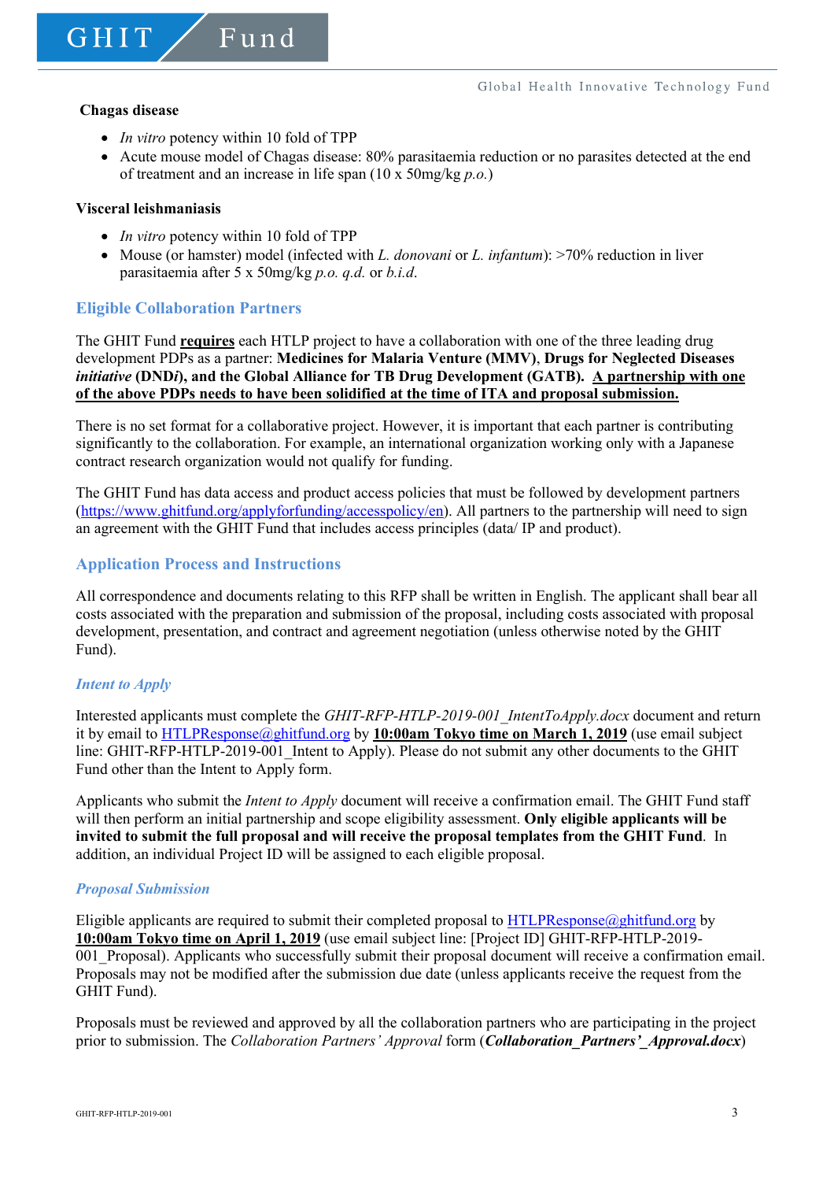**Chagas disease**

- *In vitro* potency within 10 fold of TPP
- Acute mouse model of Chagas disease: 80% parasitaemia reduction or no parasites detected at the end of treatment and an increase in life span (10 x 50mg/kg *p.o.*)

**Visceral leishmaniasis**

- *In vitro* potency within 10 fold of TPP
- Mouse (or hamster) model (infected with *L. donovani* or *L. infantum*): >70% reduction in liver parasitaemia after 5 x 50mg/kg *p.o. q.d.* or *b.i.d.*

## Eligible Collaboration Partners

The GHIT Fund **<u>requires</u>** each HTLP project to have a collaboration with one of the three leading drug development PDPs as a partner: **Medicines for Malaria Venture (MMV)**, **Drugs for Neglected Diseases *initiative* (DND*i*), and the Global Alliance for TB Drug Development (GATB).** **<u>A partnership with one of the above PDPs needs to have been solidified at the time of ITA and proposal submission.</u>**

There is no set format for a collaborative project. However, it is important that each partner is contributing significantly to the collaboration. For example, an international organization working only with a Japanese contract research organization would not qualify for funding.

The GHIT Fund has data access and product access policies that must be followed by development partners (https://www.ghitfund.org/applyforfunding/accesspolicy/en). All partners to the partnership will need to sign an agreement with the GHIT Fund that includes access principles (data/ IP and product).

## Application Process and Instructions

All correspondence and documents relating to this RFP shall be written in English. The applicant shall bear all costs associated with the preparation and submission of the proposal, including costs associated with proposal development, presentation, and contract and agreement negotiation (unless otherwise noted by the GHIT Fund).

### *Intent to Apply*

Interested applicants must complete the *GHIT-RFP-HTLP-2019-001_IntentToApply.docx* document and return it by email to HTLPResponse@ghitfund.org by **<u>10:00am Tokyo time on March 1, 2019</u>** (use email subject line: GHIT-RFP-HTLP-2019-001_Intent to Apply). Please do not submit any other documents to the GHIT Fund other than the Intent to Apply form.

Applicants who submit the *Intent to Apply* document will receive a confirmation email. The GHIT Fund staff will then perform an initial partnership and scope eligibility assessment. **Only eligible applicants will be invited to submit the full proposal and will receive the proposal templates from the GHIT Fund**. In addition, an individual Project ID will be assigned to each eligible proposal.

### *Proposal Submission*

Eligible applicants are required to submit their completed proposal to HTLPResponse@ghitfund.org by **<u>10:00am Tokyo time on April 1, 2019</u>** (use email subject line: [Project ID] GHIT-RFP-HTLP-2019-001_Proposal). Applicants who successfully submit their proposal document will receive a confirmation email. Proposals may not be modified after the submission due date (unless applicants receive the request from the GHIT Fund).

Proposals must be reviewed and approved by all the collaboration partners who are participating in the project prior to submission. The *Collaboration Partners' Approval* form (***Collaboration_Partners'_Approval.docx***)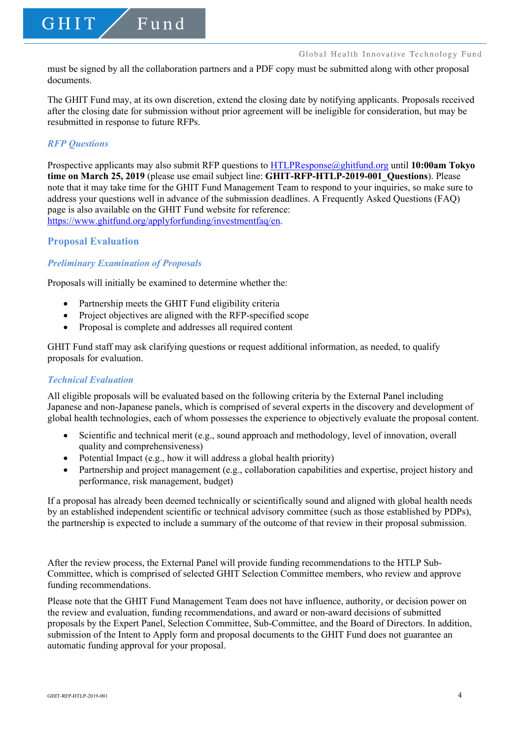must be signed by all the collaboration partners and a PDF copy must be submitted along with other proposal documents.

The GHIT Fund may, at its own discretion, extend the closing date by notifying applicants. Proposals received after the closing date for submission without prior agreement will be ineligible for consideration, but may be resubmitted in response to future RFPs.

### *RFP Questions*

Prospective applicants may also submit RFP questions to HTLPResponse@ghitfund.org until **10:00am Tokyo time on March 25, 2019** (please use email subject line: **GHIT-RFP-HTLP-2019-001_Questions**). Please note that it may take time for the GHIT Fund Management Team to respond to your inquiries, so make sure to address your questions well in advance of the submission deadlines. A Frequently Asked Questions (FAQ) page is also available on the GHIT Fund website for reference: https://www.ghitfund.org/applyforfunding/investmentfaq/en.

## Proposal Evaluation

### *Preliminary Examination of Proposals*

Proposals will initially be examined to determine whether the:

- Partnership meets the GHIT Fund eligibility criteria
- Project objectives are aligned with the RFP-specified scope
- Proposal is complete and addresses all required content

GHIT Fund staff may ask clarifying questions or request additional information, as needed, to qualify proposals for evaluation.

### *Technical Evaluation*

All eligible proposals will be evaluated based on the following criteria by the External Panel including Japanese and non-Japanese panels, which is comprised of several experts in the discovery and development of global health technologies, each of whom possesses the experience to objectively evaluate the proposal content.

- Scientific and technical merit (e.g., sound approach and methodology, level of innovation, overall quality and comprehensiveness)
- Potential Impact (e.g., how it will address a global health priority)
- Partnership and project management (e.g., collaboration capabilities and expertise, project history and performance, risk management, budget)

If a proposal has already been deemed technically or scientifically sound and aligned with global health needs by an established independent scientific or technical advisory committee (such as those established by PDPs), the partnership is expected to include a summary of the outcome of that review in their proposal submission.

After the review process, the External Panel will provide funding recommendations to the HTLP Sub-Committee, which is comprised of selected GHIT Selection Committee members, who review and approve funding recommendations.

Please note that the GHIT Fund Management Team does not have influence, authority, or decision power on the review and evaluation, funding recommendations, and award or non-award decisions of submitted proposals by the Expert Panel, Selection Committee, Sub-Committee, and the Board of Directors. In addition, submission of the Intent to Apply form and proposal documents to the GHIT Fund does not guarantee an automatic funding approval for your proposal.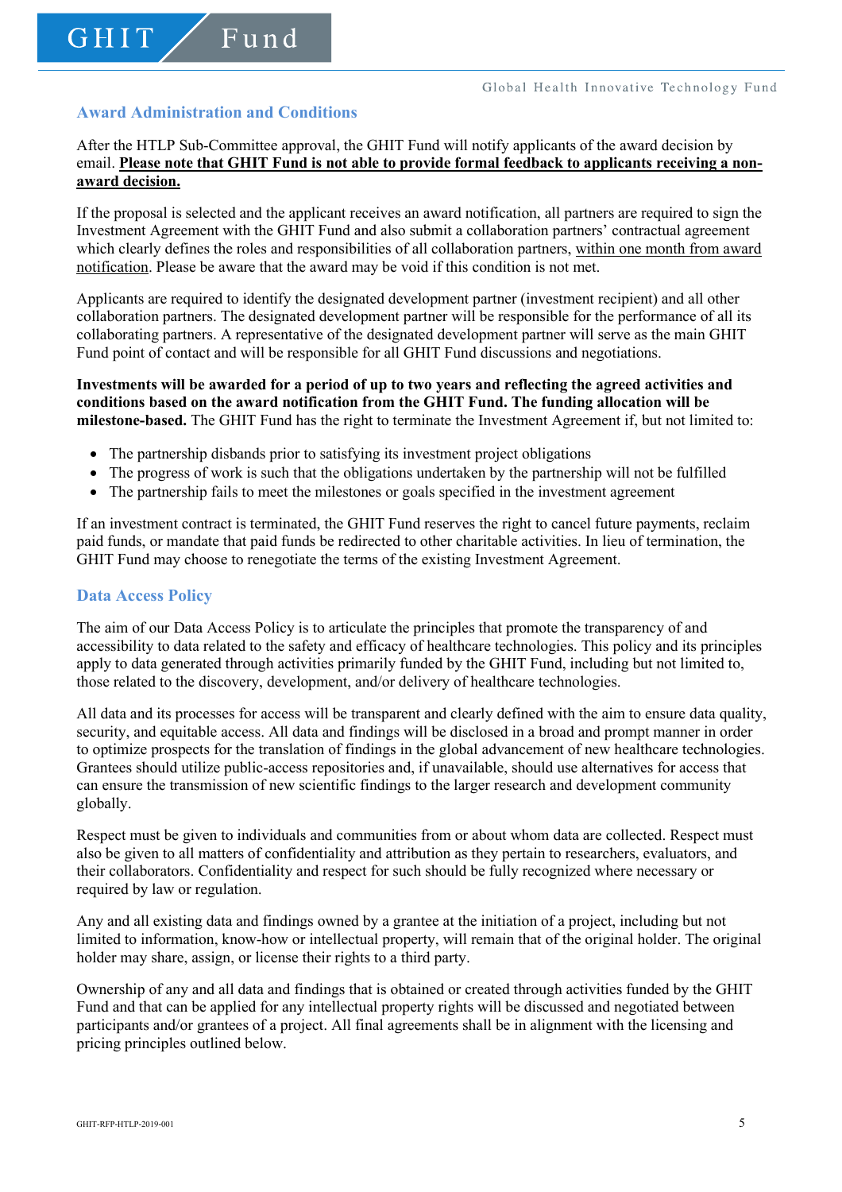## Award Administration and Conditions

After the HTLP Sub-Committee approval, the GHIT Fund will notify applicants of the award decision by email. **Please note that GHIT Fund is not able to provide formal feedback to applicants receiving a non-award decision.**

If the proposal is selected and the applicant receives an award notification, all partners are required to sign the Investment Agreement with the GHIT Fund and also submit a collaboration partners' contractual agreement which clearly defines the roles and responsibilities of all collaboration partners, within one month from award notification. Please be aware that the award may be void if this condition is not met.

Applicants are required to identify the designated development partner (investment recipient) and all other collaboration partners. The designated development partner will be responsible for the performance of all its collaborating partners. A representative of the designated development partner will serve as the main GHIT Fund point of contact and will be responsible for all GHIT Fund discussions and negotiations.

**Investments will be awarded for a period of up to two years and reflecting the agreed activities and conditions based on the award notification from the GHIT Fund. The funding allocation will be milestone-based.** The GHIT Fund has the right to terminate the Investment Agreement if, but not limited to:

- The partnership disbands prior to satisfying its investment project obligations
- The progress of work is such that the obligations undertaken by the partnership will not be fulfilled
- The partnership fails to meet the milestones or goals specified in the investment agreement

If an investment contract is terminated, the GHIT Fund reserves the right to cancel future payments, reclaim paid funds, or mandate that paid funds be redirected to other charitable activities. In lieu of termination, the GHIT Fund may choose to renegotiate the terms of the existing Investment Agreement.

## Data Access Policy

The aim of our Data Access Policy is to articulate the principles that promote the transparency of and accessibility to data related to the safety and efficacy of healthcare technologies. This policy and its principles apply to data generated through activities primarily funded by the GHIT Fund, including but not limited to, those related to the discovery, development, and/or delivery of healthcare technologies.

All data and its processes for access will be transparent and clearly defined with the aim to ensure data quality, security, and equitable access. All data and findings will be disclosed in a broad and prompt manner in order to optimize prospects for the translation of findings in the global advancement of new healthcare technologies. Grantees should utilize public-access repositories and, if unavailable, should use alternatives for access that can ensure the transmission of new scientific findings to the larger research and development community globally.

Respect must be given to individuals and communities from or about whom data are collected. Respect must also be given to all matters of confidentiality and attribution as they pertain to researchers, evaluators, and their collaborators. Confidentiality and respect for such should be fully recognized where necessary or required by law or regulation.

Any and all existing data and findings owned by a grantee at the initiation of a project, including but not limited to information, know-how or intellectual property, will remain that of the original holder. The original holder may share, assign, or license their rights to a third party.

Ownership of any and all data and findings that is obtained or created through activities funded by the GHIT Fund and that can be applied for any intellectual property rights will be discussed and negotiated between participants and/or grantees of a project. All final agreements shall be in alignment with the licensing and pricing principles outlined below.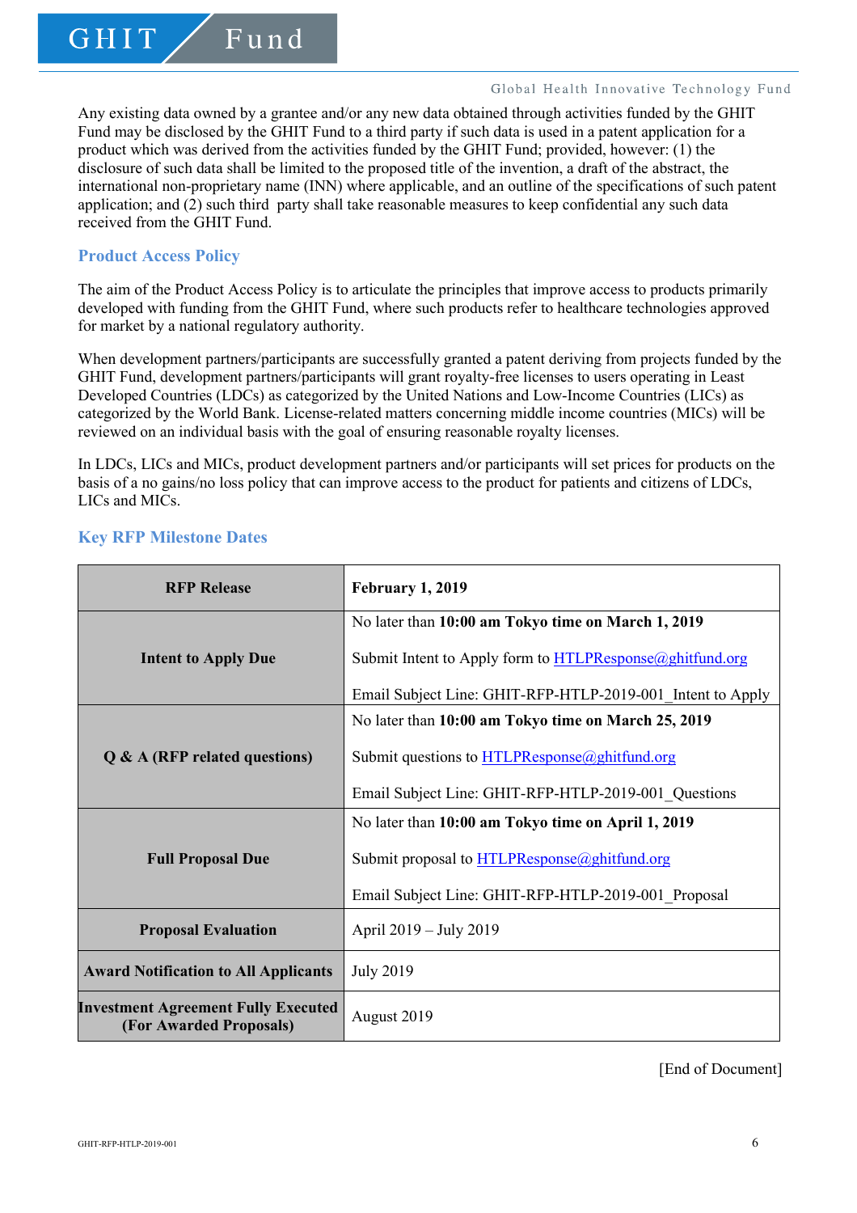Any existing data owned by a grantee and/or any new data obtained through activities funded by the GHIT Fund may be disclosed by the GHIT Fund to a third party if such data is used in a patent application for a product which was derived from the activities funded by the GHIT Fund; provided, however: (1) the disclosure of such data shall be limited to the proposed title of the invention, a draft of the abstract, the international non-proprietary name (INN) where applicable, and an outline of the specifications of such patent application; and (2) such third party shall take reasonable measures to keep confidential any such data received from the GHIT Fund.

## Product Access Policy

The aim of the Product Access Policy is to articulate the principles that improve access to products primarily developed with funding from the GHIT Fund, where such products refer to healthcare technologies approved for market by a national regulatory authority.

When development partners/participants are successfully granted a patent deriving from projects funded by the GHIT Fund, development partners/participants will grant royalty-free licenses to users operating in Least Developed Countries (LDCs) as categorized by the United Nations and Low-Income Countries (LICs) as categorized by the World Bank. License-related matters concerning middle income countries (MICs) will be reviewed on an individual basis with the goal of ensuring reasonable royalty licenses.

In LDCs, LICs and MICs, product development partners and/or participants will set prices for products on the basis of a no gains/no loss policy that can improve access to the product for patients and citizens of LDCs, LICs and MICs.

## Key RFP Milestone Dates

| | |
|---|---|
| **RFP Release** | **February 1, 2019** |
| **Intent to Apply Due** | No later than **10:00 am Tokyo time on March 1, 2019**<br><br>Submit Intent to Apply form to HTLPResponse@ghitfund.org<br><br>Email Subject Line: GHIT-RFP-HTLP-2019-001_Intent to Apply |
| **Q & A (RFP related questions)** | No later than **10:00 am Tokyo time on March 25, 2019**<br><br>Submit questions to HTLPResponse@ghitfund.org<br><br>Email Subject Line: GHIT-RFP-HTLP-2019-001_Questions |
| **Full Proposal Due** | No later than **10:00 am Tokyo time on April 1, 2019**<br><br>Submit proposal to HTLPResponse@ghitfund.org<br><br>Email Subject Line: GHIT-RFP-HTLP-2019-001_Proposal |
| **Proposal Evaluation** | April 2019 – July 2019 |
| **Award Notification to All Applicants** | July 2019 |
| **Investment Agreement Fully Executed (For Awarded Proposals)** | August 2019 |

[End of Document]